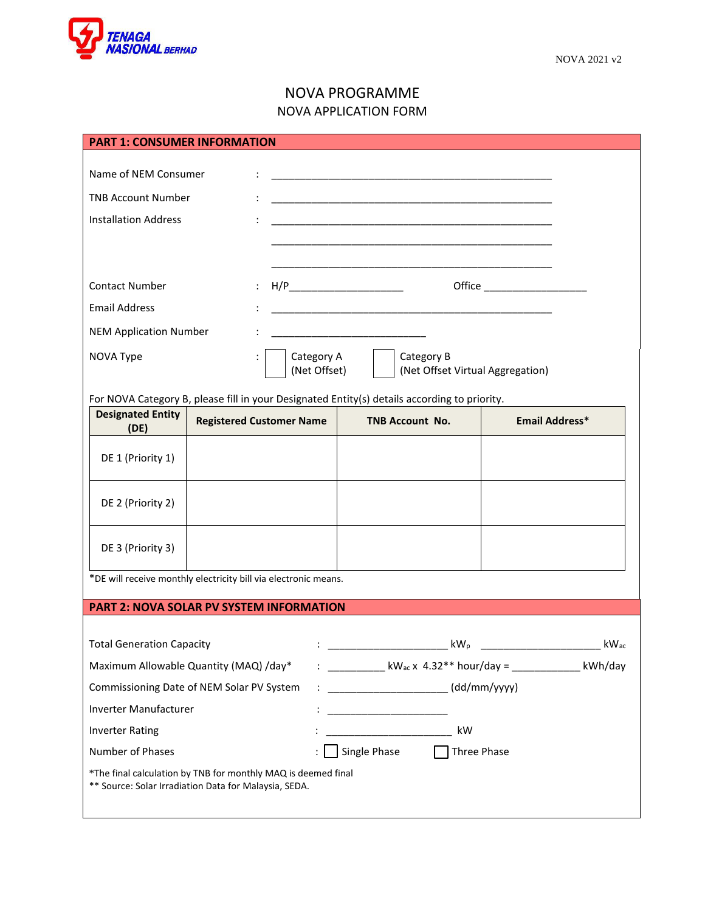TENAGA NASIONAL BERHAD

NOVA 2021 v2

# NOVA PROGRAMME

## NOVA APPLICATION FORM

### PART 1: CONSUMER INFORMATION

Name of NEM Consumer : ______________________________________________

TNB Account Number : ______________________________________________

Installation Address : ______________________________________________

______________________________________________

______________________________________________

Contact Number : H/P___________________ Office __________________

Email Address : ______________________________________________

NEM Application Number : __________________________

NOVA Type : ☐ Category A (Net Offset) ☐ Category B (Net Offset Virtual Aggregation)

For NOVA Category B, please fill in your Designated Entity(s) details according to priority.

| Designated Entity (DE) | Registered Customer Name | TNB Account No. | Email Address* |
|---|---|---|---|
| DE 1 (Priority 1) | | | |
| DE 2 (Priority 2) | | | |
| DE 3 (Priority 3) | | | |

*DE will receive monthly electricity bill via electronic means.

### PART 2: NOVA SOLAR PV SYSTEM INFORMATION

Total Generation Capacity : ____________________ $kW_p$ ____________________ $kW_{ac}$

Maximum Allowable Quantity (MAQ) /day* : __________ $kW_{ac}$ x 4.32** hour/day = ___________ kWh/day

Commissioning Date of NEM Solar PV System : ____________________ (dd/mm/yyyy)

Inverter Manufacturer : ____________________

Inverter Rating : ______________________ kW

Number of Phases : ☐ Single Phase ☐ Three Phase

*The final calculation by TNB for monthly MAQ is deemed final
** Source: Solar Irradiation Data for Malaysia, SEDA.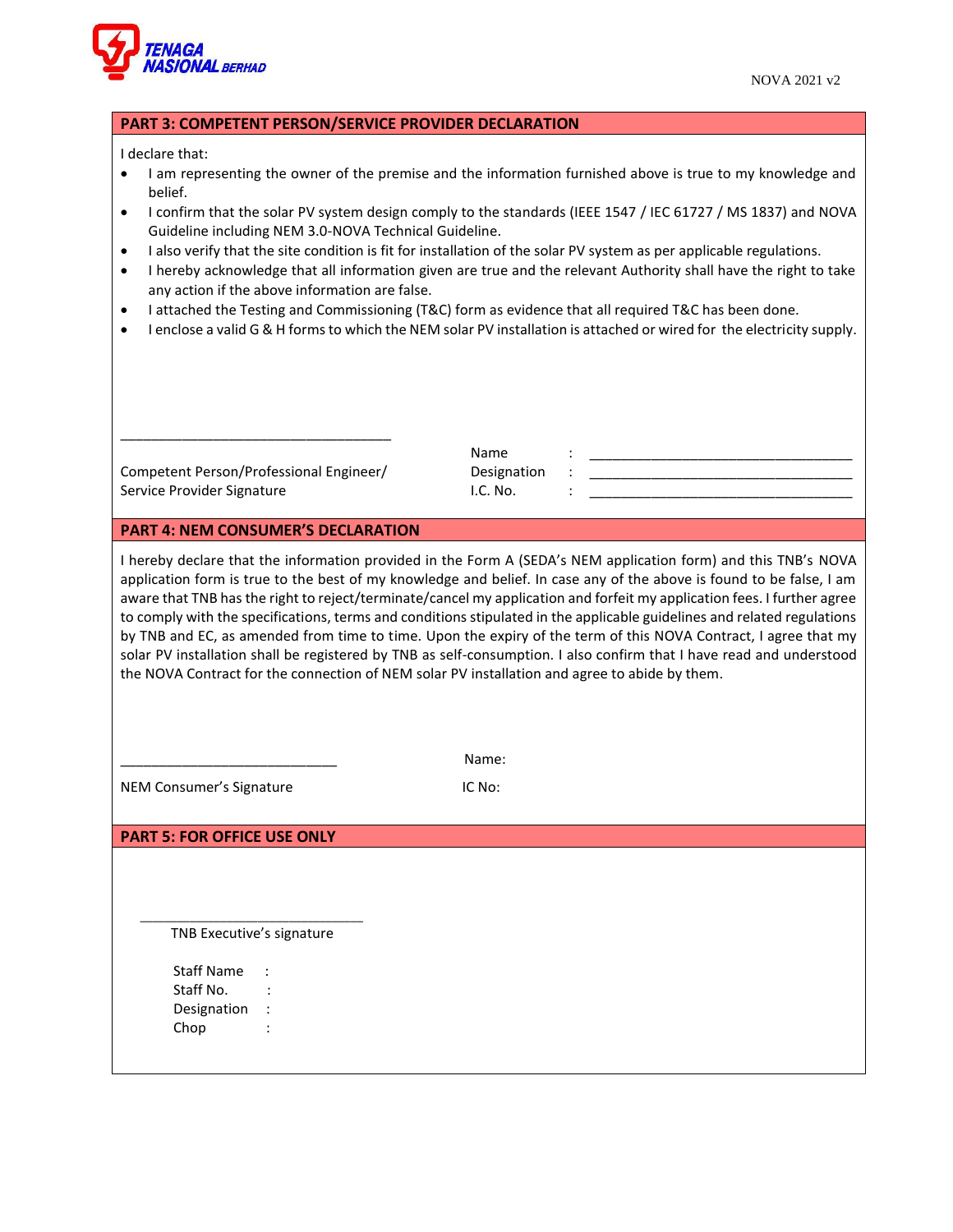## PART 3: COMPETENT PERSON/SERVICE PROVIDER DECLARATION

I declare that:

- I am representing the owner of the premise and the information furnished above is true to my knowledge and belief.
- I confirm that the solar PV system design comply to the standards (IEEE 1547 / IEC 61727 / MS 1837) and NOVA Guideline including NEM 3.0-NOVA Technical Guideline.
- I also verify that the site condition is fit for installation of the solar PV system as per applicable regulations.
- I hereby acknowledge that all information given are true and the relevant Authority shall have the right to take any action if the above information are false.
- I attached the Testing and Commissioning (T&C) form as evidence that all required T&C has been done.
- I enclose a valid G & H forms to which the NEM solar PV installation is attached or wired for the electricity supply.

____________________________________

Competent Person/Professional Engineer/
Service Provider Signature

Name : ___________________________________
Designation : ___________________________________
I.C. No. : ___________________________________

## PART 4: NEM CONSUMER'S DECLARATION

I hereby declare that the information provided in the Form A (SEDA's NEM application form) and this TNB's NOVA application form is true to the best of my knowledge and belief. In case any of the above is found to be false, I am aware that TNB has the right to reject/terminate/cancel my application and forfeit my application fees. I further agree to comply with the specifications, terms and conditions stipulated in the applicable guidelines and related regulations by TNB and EC, as amended from time to time. Upon the expiry of the term of this NOVA Contract, I agree that my solar PV installation shall be registered by TNB as self-consumption. I also confirm that I have read and understood the NOVA Contract for the connection of NEM solar PV installation and agree to abide by them.

____________________________

NEM Consumer's Signature

Name:
IC No:

## PART 5: FOR OFFICE USE ONLY

_____________________________

TNB Executive's signature

Staff Name :
Staff No. :
Designation :
Chop :